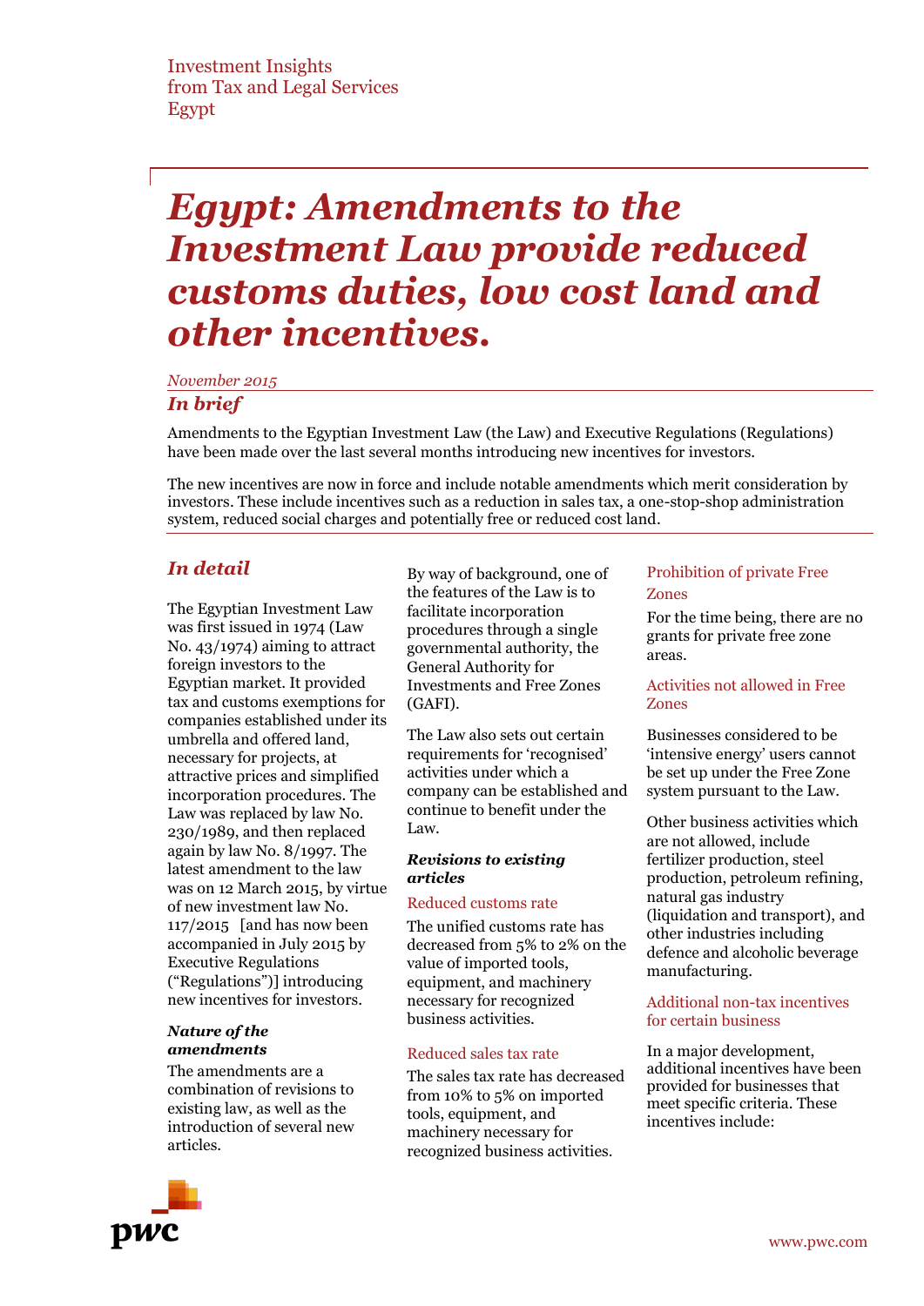Investment Insights
from Tax and Legal Services
Egypt

# *Egypt: Amendments to the Investment Law provide reduced customs duties, low cost land and other incentives.*

*November 2015*

## *In brief*

Amendments to the Egyptian Investment Law (the Law) and Executive Regulations (Regulations) have been made over the last several months introducing new incentives for investors.

The new incentives are now in force and include notable amendments which merit consideration by investors. These include incentives such as a reduction in sales tax, a one-stop-shop administration system, reduced social charges and potentially free or reduced cost land.

## *In detail*

The Egyptian Investment Law was first issued in 1974 (Law No. 43/1974) aiming to attract foreign investors to the Egyptian market. It provided tax and customs exemptions for companies established under its umbrella and offered land, necessary for projects, at attractive prices and simplified incorporation procedures. The Law was replaced by law No. 230/1989, and then replaced again by law No. 8/1997. The latest amendment to the law was on 12 March 2015, by virtue of new investment law No. 117/2015 [and has now been accompanied in July 2015 by Executive Regulations ("Regulations")] introducing new incentives for investors.

### *Nature of the amendments*

The amendments are a combination of revisions to existing law, as well as the introduction of several new articles.

By way of background, one of the features of the Law is to facilitate incorporation procedures through a single governmental authority, the General Authority for Investments and Free Zones (GAFI).

The Law also sets out certain requirements for 'recognised' activities under which a company can be established and continue to benefit under the Law.

### *Revisions to existing articles*

#### Reduced customs rate

The unified customs rate has decreased from 5% to 2% on the value of imported tools, equipment, and machinery necessary for recognized business activities.

#### Reduced sales tax rate

The sales tax rate has decreased from 10% to 5% on imported tools, equipment, and machinery necessary for recognized business activities.

#### Prohibition of private Free Zones

For the time being, there are no grants for private free zone areas.

#### Activities not allowed in Free Zones

Businesses considered to be 'intensive energy' users cannot be set up under the Free Zone system pursuant to the Law.

Other business activities which are not allowed, include fertilizer production, steel production, petroleum refining, natural gas industry (liquidation and transport), and other industries including defence and alcoholic beverage manufacturing.

#### Additional non-tax incentives for certain business

In a major development, additional incentives have been provided for businesses that meet specific criteria. These incentives include: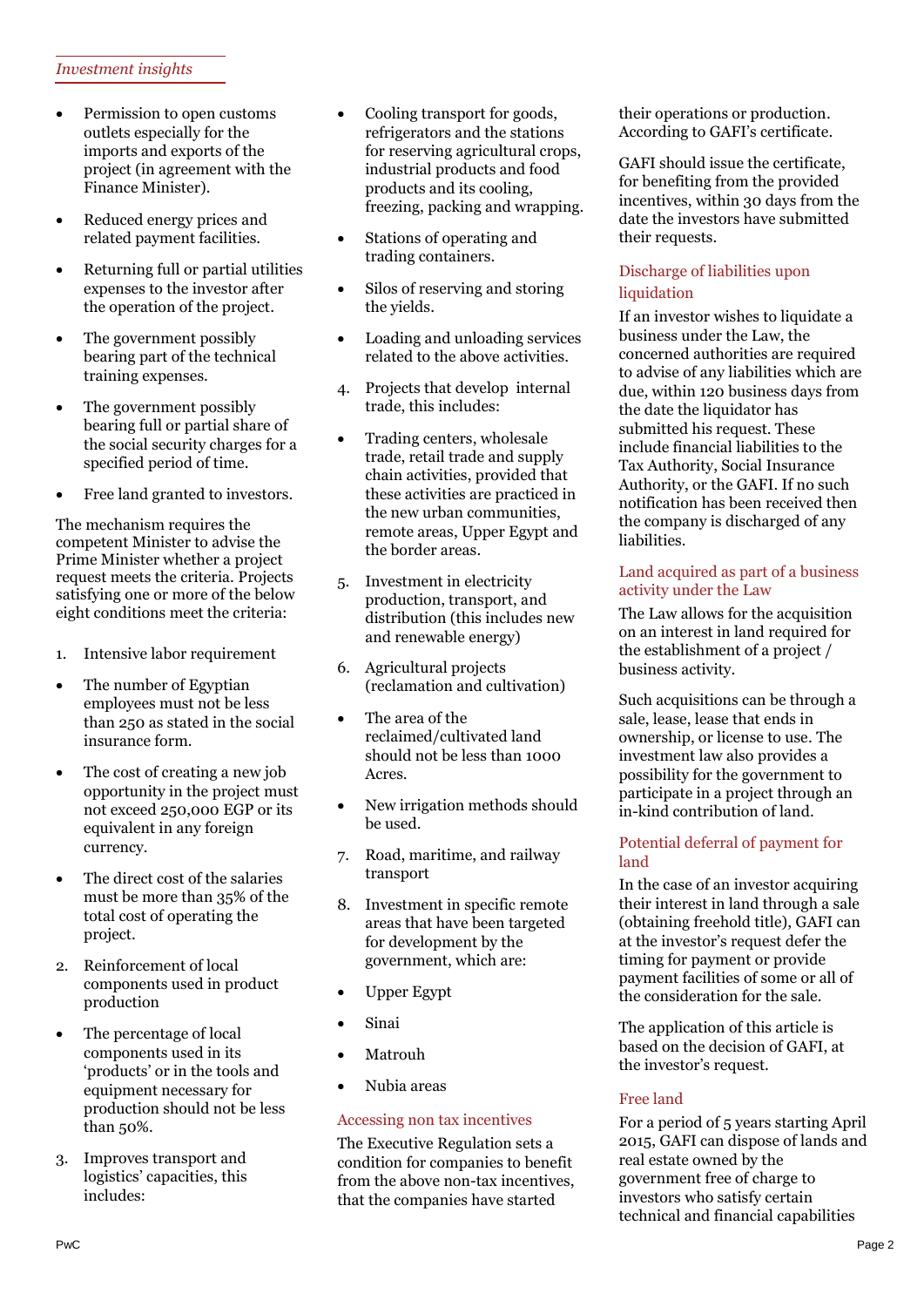- Permission to open customs outlets especially for the imports and exports of the project (in agreement with the Finance Minister).
- Reduced energy prices and related payment facilities.
- Returning full or partial utilities expenses to the investor after the operation of the project.
- The government possibly bearing part of the technical training expenses.
- The government possibly bearing full or partial share of the social security charges for a specified period of time.
- Free land granted to investors.

The mechanism requires the competent Minister to advise the Prime Minister whether a project request meets the criteria. Projects satisfying one or more of the below eight conditions meet the criteria:

1. Intensive labor requirement
   - The number of Egyptian employees must not be less than 250 as stated in the social insurance form.
   - The cost of creating a new job opportunity in the project must not exceed 250,000 EGP or its equivalent in any foreign currency.
   - The direct cost of the salaries must be more than 35% of the total cost of operating the project.
2. Reinforcement of local components used in product production
   - The percentage of local components used in its 'products' or in the tools and equipment necessary for production should not be less than 50%.
3. Improves transport and logistics' capacities, this includes:
   - Cooling transport for goods, refrigerators and the stations for reserving agricultural crops, industrial products and food products and its cooling, freezing, packing and wrapping.
   - Stations of operating and trading containers.
   - Silos of reserving and storing the yields.
   - Loading and unloading services related to the above activities.
4. Projects that develop internal trade, this includes:
   - Trading centers, wholesale trade, retail trade and supply chain activities, provided that these activities are practiced in the new urban communities, remote areas, Upper Egypt and the border areas.
5. Investment in electricity production, transport, and distribution (this includes new and renewable energy)
6. Agricultural projects (reclamation and cultivation)
   - The area of the reclaimed/cultivated land should not be less than 1000 Acres.
   - New irrigation methods should be used.
7. Road, maritime, and railway transport
8. Investment in specific remote areas that have been targeted for development by the government, which are:
   - Upper Egypt
   - Sinai
   - Matrouh
   - Nubia areas

### Accessing non tax incentives

The Executive Regulation sets a condition for companies to benefit from the above non-tax incentives, that the companies have started their operations or production. According to GAFI's certificate.

GAFI should issue the certificate, for benefiting from the provided incentives, within 30 days from the date the investors have submitted their requests.

### Discharge of liabilities upon liquidation

If an investor wishes to liquidate a business under the Law, the concerned authorities are required to advise of any liabilities which are due, within 120 business days from the date the liquidator has submitted his request. These include financial liabilities to the Tax Authority, Social Insurance Authority, or the GAFI. If no such notification has been received then the company is discharged of any liabilities.

### Land acquired as part of a business activity under the Law

The Law allows for the acquisition on an interest in land required for the establishment of a project / business activity.

Such acquisitions can be through a sale, lease, lease that ends in ownership, or license to use. The investment law also provides a possibility for the government to participate in a project through an in-kind contribution of land.

### Potential deferral of payment for land

In the case of an investor acquiring their interest in land through a sale (obtaining freehold title), GAFI can at the investor's request defer the timing for payment or provide payment facilities of some or all of the consideration for the sale.

The application of this article is based on the decision of GAFI, at the investor's request.

### Free land

For a period of 5 years starting April 2015, GAFI can dispose of lands and real estate owned by the government free of charge to investors who satisfy certain technical and financial capabilities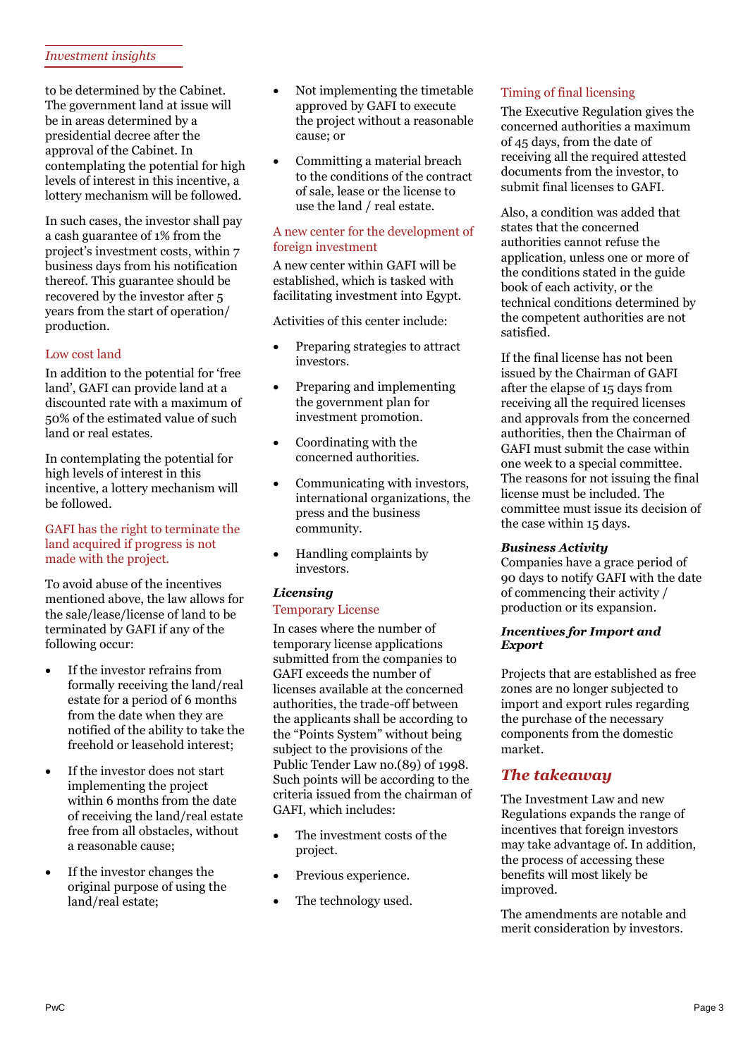to be determined by the Cabinet. The government land at issue will be in areas determined by a presidential decree after the approval of the Cabinet. In contemplating the potential for high levels of interest in this incentive, a lottery mechanism will be followed.

In such cases, the investor shall pay a cash guarantee of 1% from the project's investment costs, within 7 business days from his notification thereof. This guarantee should be recovered by the investor after 5 years from the start of operation/ production.

### Low cost land

In addition to the potential for 'free land', GAFI can provide land at a discounted rate with a maximum of 50% of the estimated value of such land or real estates.

In contemplating the potential for high levels of interest in this incentive, a lottery mechanism will be followed.

### GAFI has the right to terminate the land acquired if progress is not made with the project.

To avoid abuse of the incentives mentioned above, the law allows for the sale/lease/license of land to be terminated by GAFI if any of the following occur:

- If the investor refrains from formally receiving the land/real estate for a period of 6 months from the date when they are notified of the ability to take the freehold or leasehold interest;
- If the investor does not start implementing the project within 6 months from the date of receiving the land/real estate free from all obstacles, without a reasonable cause;
- If the investor changes the original purpose of using the land/real estate;
- Not implementing the timetable approved by GAFI to execute the project without a reasonable cause; or
- Committing a material breach to the conditions of the contract of sale, lease or the license to use the land / real estate.

### A new center for the development of foreign investment

A new center within GAFI will be established, which is tasked with facilitating investment into Egypt.

Activities of this center include:

- Preparing strategies to attract investors.
- Preparing and implementing the government plan for investment promotion.
- Coordinating with the concerned authorities.
- Communicating with investors, international organizations, the press and the business community.
- Handling complaints by investors.

## *Licensing*

### Temporary License

In cases where the number of temporary license applications submitted from the companies to GAFI exceeds the number of licenses available at the concerned authorities, the trade-off between the applicants shall be according to the "Points System" without being subject to the provisions of the Public Tender Law no.(89) of 1998. Such points will be according to the criteria issued from the chairman of GAFI, which includes:

- The investment costs of the project.
- Previous experience.
- The technology used.

### Timing of final licensing

The Executive Regulation gives the concerned authorities a maximum of 45 days, from the date of receiving all the required attested documents from the investor, to submit final licenses to GAFI.

Also, a condition was added that states that the concerned authorities cannot refuse the application, unless one or more of the conditions stated in the guide book of each activity, or the technical conditions determined by the competent authorities are not satisfied.

If the final license has not been issued by the Chairman of GAFI after the elapse of 15 days from receiving all the required licenses and approvals from the concerned authorities, then the Chairman of GAFI must submit the case within one week to a special committee. The reasons for not issuing the final license must be included. The committee must issue its decision of the case within 15 days.

### *Business Activity*

Companies have a grace period of 90 days to notify GAFI with the date of commencing their activity / production or its expansion.

### *Incentives for Import and Export*

Projects that are established as free zones are no longer subjected to import and export rules regarding the purchase of the necessary components from the domestic market.

## *The takeaway*

The Investment Law and new Regulations expands the range of incentives that foreign investors may take advantage of. In addition, the process of accessing these benefits will most likely be improved.

The amendments are notable and merit consideration by investors.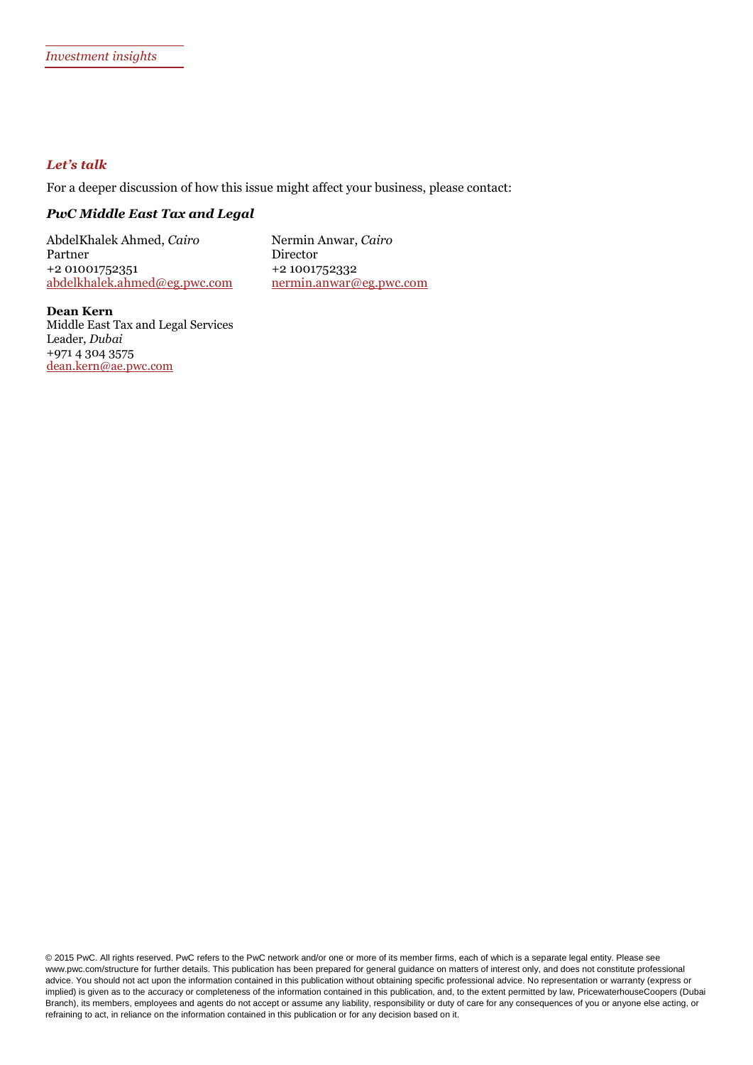### *Let's talk*

For a deeper discussion of how this issue might affect your business, please contact:

***PwC Middle East Tax and Legal***

AbdelKhalek Ahmed, *Cairo*
Partner
+2 01001752351
abdelkhalek.ahmed@eg.pwc.com

Nermin Anwar, *Cairo*
Director
+2 1001752332
nermin.anwar@eg.pwc.com

**Dean Kern**
Middle East Tax and Legal Services Leader, *Dubai*
+971 4 304 3575
dean.kern@ae.pwc.com

© 2015 PwC. All rights reserved. PwC refers to the PwC network and/or one or more of its member firms, each of which is a separate legal entity. Please see www.pwc.com/structure for further details. This publication has been prepared for general guidance on matters of interest only, and does not constitute professional advice. You should not act upon the information contained in this publication without obtaining specific professional advice. No representation or warranty (express or implied) is given as to the accuracy or completeness of the information contained in this publication, and, to the extent permitted by law, PricewaterhouseCoopers (Dubai Branch), its members, employees and agents do not accept or assume any liability, responsibility or duty of care for any consequences of you or anyone else acting, or refraining to act, in reliance on the information contained in this publication or for any decision based on it.